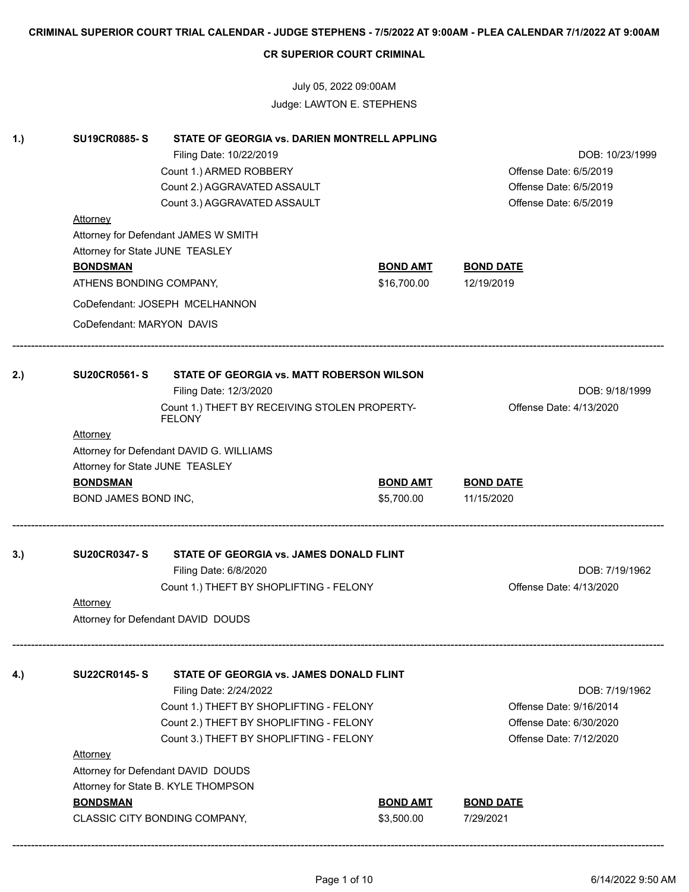# CRIMINAL SUPERIOR COURT TRIAL CALENDAR - JUDGE STEPHENS - 7/5/2022 AT 9:00AM - PLEA CALENDAR 7/1/2022 AT 9:00AM

## CR SUPERIOR COURT CRIMINAL

July 05, 2022 09:00AM

Judge: LAWTON E. STEPHENS

---

**1.) SU19CR0885- S** — **STATE OF GEORGIA vs. DARIEN MONTRELL APPLING**

Filing Date: 10/22/2019 — DOB: 10/23/1999

| Count | Offense Date |
|---|---|
| Count 1.) ARMED ROBBERY | Offense Date: 6/5/2019 |
| Count 2.) AGGRAVATED ASSAULT | Offense Date: 6/5/2019 |
| Count 3.) AGGRAVATED ASSAULT | Offense Date: 6/5/2019 |

Attorney

Attorney for Defendant JAMES W SMITH

Attorney for State JUNE TEASLEY

| BONDSMAN | BOND AMT | BOND DATE |
|---|---|---|
| ATHENS BONDING COMPANY, | $16,700.00 | 12/19/2019 |

CoDefendant: JOSEPH MCELHANNON

CoDefendant: MARYON DAVIS

---

**2.) SU20CR0561- S** — **STATE OF GEORGIA vs. MATT ROBERSON WILSON**

Filing Date: 12/3/2020 — DOB: 9/18/1999

| Count | Offense Date |
|---|---|
| Count 1.) THEFT BY RECEIVING STOLEN PROPERTY-FELONY | Offense Date: 4/13/2020 |

Attorney

Attorney for Defendant DAVID G. WILLIAMS

Attorney for State JUNE TEASLEY

| BONDSMAN | BOND AMT | BOND DATE |
|---|---|---|
| BOND JAMES BOND INC, | $5,700.00 | 11/15/2020 |

---

**3.) SU20CR0347- S** — **STATE OF GEORGIA vs. JAMES DONALD FLINT**

Filing Date: 6/8/2020 — DOB: 7/19/1962

| Count | Offense Date |
|---|---|
| Count 1.) THEFT BY SHOPLIFTING - FELONY | Offense Date: 4/13/2020 |

Attorney

Attorney for Defendant DAVID DOUDS

---

**4.) SU22CR0145- S** — **STATE OF GEORGIA vs. JAMES DONALD FLINT**

Filing Date: 2/24/2022 — DOB: 7/19/1962

| Count | Offense Date |
|---|---|
| Count 1.) THEFT BY SHOPLIFTING - FELONY | Offense Date: 9/16/2014 |
| Count 2.) THEFT BY SHOPLIFTING - FELONY | Offense Date: 6/30/2020 |
| Count 3.) THEFT BY SHOPLIFTING - FELONY | Offense Date: 7/12/2020 |

Attorney

Attorney for Defendant DAVID DOUDS

Attorney for State B. KYLE THOMPSON

| BONDSMAN | BOND AMT | BOND DATE |
|---|---|---|
| CLASSIC CITY BONDING COMPANY, | $3,500.00 | 7/29/2021 |

---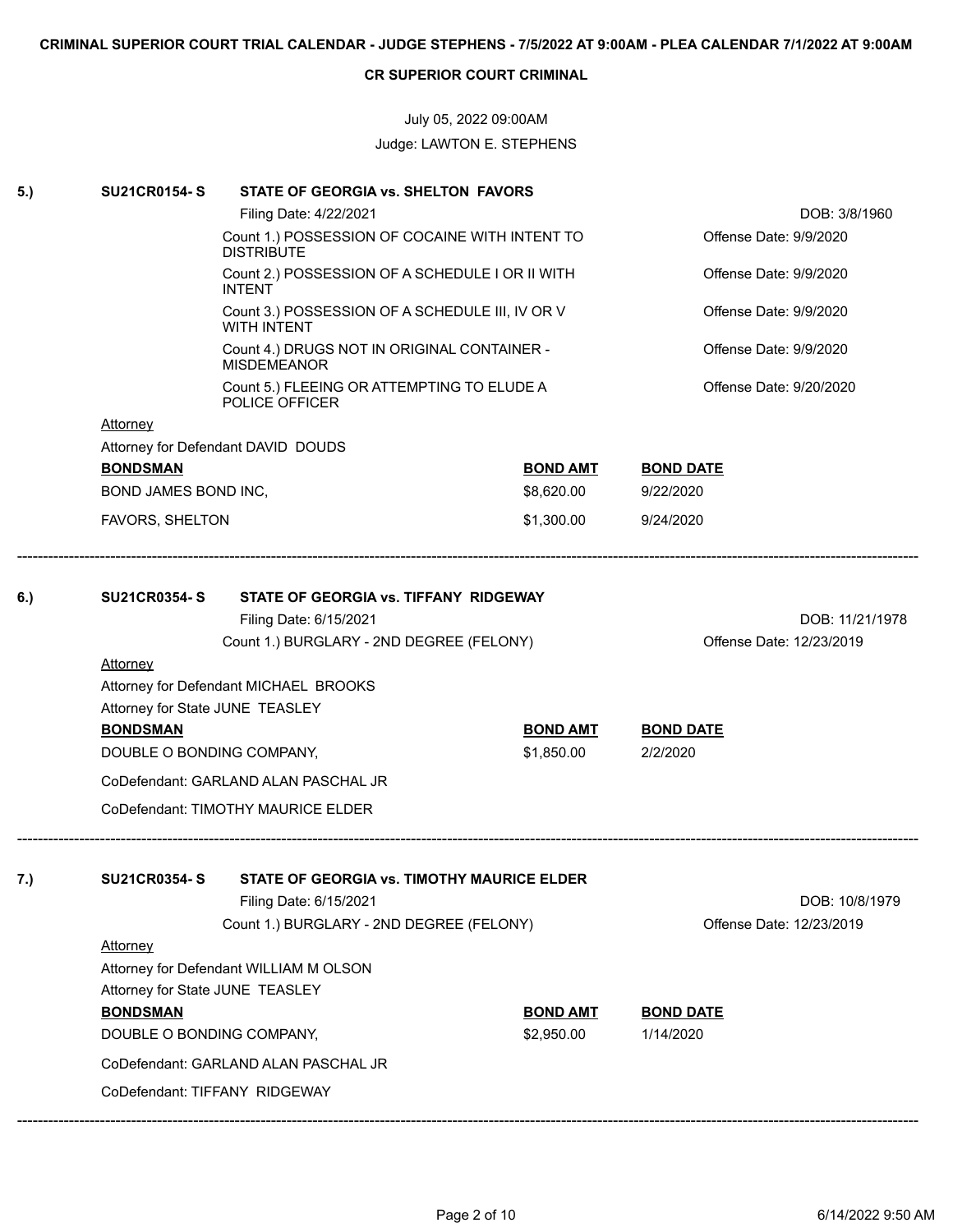**CRIMINAL SUPERIOR COURT TRIAL CALENDAR - JUDGE STEPHENS - 7/5/2022 AT 9:00AM - PLEA CALENDAR 7/1/2022 AT 9:00AM**

**CR SUPERIOR COURT CRIMINAL**

July 05, 2022 09:00AM

Judge: LAWTON E. STEPHENS

---

**5.) SU21CR0154- S — STATE OF GEORGIA vs. SHELTON FAVORS**

Filing Date: 4/22/2021 — DOB: 3/8/1960

- Count 1.) POSSESSION OF COCAINE WITH INTENT TO DISTRIBUTE — Offense Date: 9/9/2020
- Count 2.) POSSESSION OF A SCHEDULE I OR II WITH INTENT — Offense Date: 9/9/2020
- Count 3.) POSSESSION OF A SCHEDULE III, IV OR V WITH INTENT — Offense Date: 9/9/2020
- Count 4.) DRUGS NOT IN ORIGINAL CONTAINER - MISDEMEANOR — Offense Date: 9/9/2020
- Count 5.) FLEEING OR ATTEMPTING TO ELUDE A POLICE OFFICER — Offense Date: 9/20/2020

Attorney

Attorney for Defendant DAVID DOUDS

| BONDSMAN | BOND AMT | BOND DATE |
|---|---|---|
| BOND JAMES BOND INC, | $8,620.00 | 9/22/2020 |
| FAVORS, SHELTON | $1,300.00 | 9/24/2020 |

---

**6.) SU21CR0354- S — STATE OF GEORGIA vs. TIFFANY RIDGEWAY**

Filing Date: 6/15/2021 — DOB: 11/21/1978

- Count 1.) BURGLARY - 2ND DEGREE (FELONY) — Offense Date: 12/23/2019

Attorney

Attorney for Defendant MICHAEL BROOKS

Attorney for State JUNE TEASLEY

| BONDSMAN | BOND AMT | BOND DATE |
|---|---|---|
| DOUBLE O BONDING COMPANY, | $1,850.00 | 2/2/2020 |

CoDefendant: GARLAND ALAN PASCHAL JR

CoDefendant: TIMOTHY MAURICE ELDER

---

**7.) SU21CR0354- S — STATE OF GEORGIA vs. TIMOTHY MAURICE ELDER**

Filing Date: 6/15/2021 — DOB: 10/8/1979

- Count 1.) BURGLARY - 2ND DEGREE (FELONY) — Offense Date: 12/23/2019

Attorney

Attorney for Defendant WILLIAM M OLSON

Attorney for State JUNE TEASLEY

| BONDSMAN | BOND AMT | BOND DATE |
|---|---|---|
| DOUBLE O BONDING COMPANY, | $2,950.00 | 1/14/2020 |

CoDefendant: GARLAND ALAN PASCHAL JR

CoDefendant: TIFFANY RIDGEWAY

---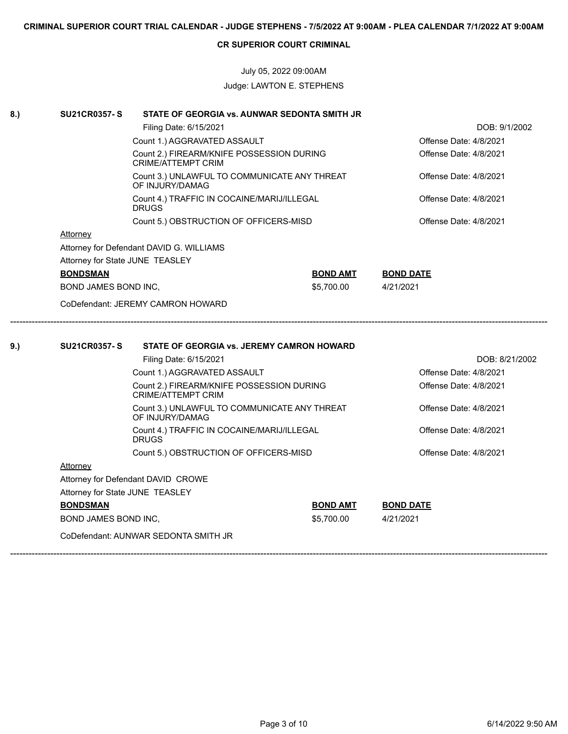**CRIMINAL SUPERIOR COURT TRIAL CALENDAR - JUDGE STEPHENS - 7/5/2022 AT 9:00AM - PLEA CALENDAR 7/1/2022 AT 9:00AM**

**CR SUPERIOR COURT CRIMINAL**

July 05, 2022 09:00AM

Judge: LAWTON E. STEPHENS

---

**8.) SU21CR0357- S — STATE OF GEORGIA vs. AUNWAR SEDONTA SMITH JR**

Filing Date: 6/15/2021 — DOB: 9/1/2002

| Count | Offense Date |
|---|---|
| Count 1.) AGGRAVATED ASSAULT | Offense Date: 4/8/2021 |
| Count 2.) FIREARM/KNIFE POSSESSION DURING CRIME/ATTEMPT CRIM | Offense Date: 4/8/2021 |
| Count 3.) UNLAWFUL TO COMMUNICATE ANY THREAT OF INJURY/DAMAG | Offense Date: 4/8/2021 |
| Count 4.) TRAFFIC IN COCAINE/MARIJ/ILLEGAL DRUGS | Offense Date: 4/8/2021 |
| Count 5.) OBSTRUCTION OF OFFICERS-MISD | Offense Date: 4/8/2021 |

Attorney

Attorney for Defendant DAVID G. WILLIAMS

Attorney for State JUNE TEASLEY

| BONDSMAN | BOND AMT | BOND DATE |
|---|---|---|
| BOND JAMES BOND INC, | $5,700.00 | 4/21/2021 |

CoDefendant: JEREMY CAMRON HOWARD

---

**9.) SU21CR0357- S — STATE OF GEORGIA vs. JEREMY CAMRON HOWARD**

Filing Date: 6/15/2021 — DOB: 8/21/2002

| Count | Offense Date |
|---|---|
| Count 1.) AGGRAVATED ASSAULT | Offense Date: 4/8/2021 |
| Count 2.) FIREARM/KNIFE POSSESSION DURING CRIME/ATTEMPT CRIM | Offense Date: 4/8/2021 |
| Count 3.) UNLAWFUL TO COMMUNICATE ANY THREAT OF INJURY/DAMAG | Offense Date: 4/8/2021 |
| Count 4.) TRAFFIC IN COCAINE/MARIJ/ILLEGAL DRUGS | Offense Date: 4/8/2021 |
| Count 5.) OBSTRUCTION OF OFFICERS-MISD | Offense Date: 4/8/2021 |

Attorney

Attorney for Defendant DAVID CROWE

Attorney for State JUNE TEASLEY

| BONDSMAN | BOND AMT | BOND DATE |
|---|---|---|
| BOND JAMES BOND INC, | $5,700.00 | 4/21/2021 |

CoDefendant: AUNWAR SEDONTA SMITH JR

---

6/14/2022 9:50 AM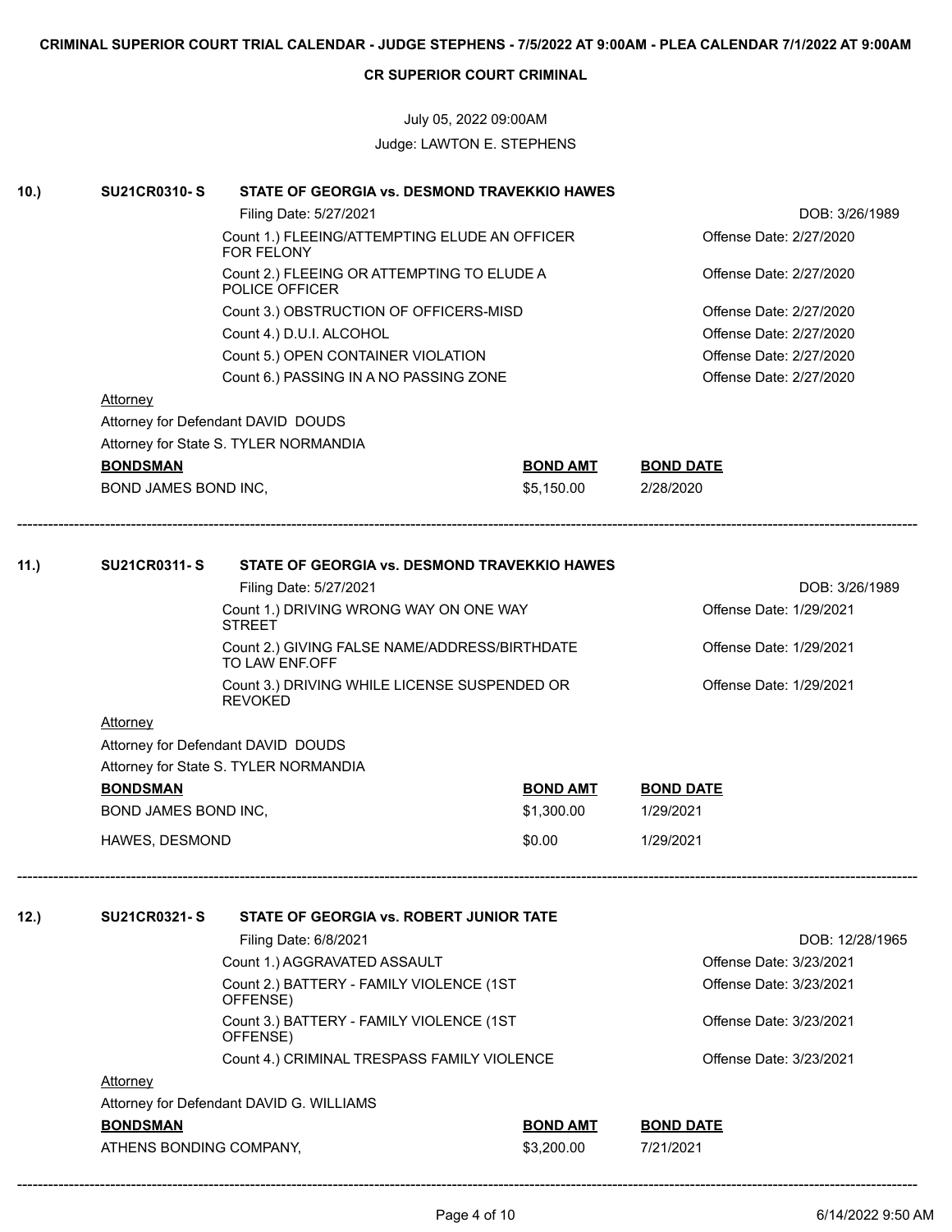**CRIMINAL SUPERIOR COURT TRIAL CALENDAR - JUDGE STEPHENS - 7/5/2022 AT 9:00AM - PLEA CALENDAR 7/1/2022 AT 9:00AM**

**CR SUPERIOR COURT CRIMINAL**

July 05, 2022 09:00AM

Judge: LAWTON E. STEPHENS

---

**10.) SU21CR0310- S — STATE OF GEORGIA vs. DESMOND TRAVEKKIO HAWES**

Filing Date: 5/27/2021 — DOB: 3/26/1989

| Count | Offense Date |
|---|---|
| Count 1.) FLEEING/ATTEMPTING ELUDE AN OFFICER FOR FELONY | Offense Date: 2/27/2020 |
| Count 2.) FLEEING OR ATTEMPTING TO ELUDE A POLICE OFFICER | Offense Date: 2/27/2020 |
| Count 3.) OBSTRUCTION OF OFFICERS-MISD | Offense Date: 2/27/2020 |
| Count 4.) D.U.I. ALCOHOL | Offense Date: 2/27/2020 |
| Count 5.) OPEN CONTAINER VIOLATION | Offense Date: 2/27/2020 |
| Count 6.) PASSING IN A NO PASSING ZONE | Offense Date: 2/27/2020 |

Attorney

Attorney for Defendant DAVID DOUDS

Attorney for State S. TYLER NORMANDIA

| BONDSMAN | BOND AMT | BOND DATE |
|---|---|---|
| BOND JAMES BOND INC, | $5,150.00 | 2/28/2020 |

---

**11.) SU21CR0311- S — STATE OF GEORGIA vs. DESMOND TRAVEKKIO HAWES**

Filing Date: 5/27/2021 — DOB: 3/26/1989

| Count | Offense Date |
|---|---|
| Count 1.) DRIVING WRONG WAY ON ONE WAY STREET | Offense Date: 1/29/2021 |
| Count 2.) GIVING FALSE NAME/ADDRESS/BIRTHDATE TO LAW ENF.OFF | Offense Date: 1/29/2021 |
| Count 3.) DRIVING WHILE LICENSE SUSPENDED OR REVOKED | Offense Date: 1/29/2021 |

Attorney

Attorney for Defendant DAVID DOUDS

Attorney for State S. TYLER NORMANDIA

| BONDSMAN | BOND AMT | BOND DATE |
|---|---|---|
| BOND JAMES BOND INC, | $1,300.00 | 1/29/2021 |
| HAWES, DESMOND | $0.00 | 1/29/2021 |

---

**12.) SU21CR0321- S — STATE OF GEORGIA vs. ROBERT JUNIOR TATE**

Filing Date: 6/8/2021 — DOB: 12/28/1965

| Count | Offense Date |
|---|---|
| Count 1.) AGGRAVATED ASSAULT | Offense Date: 3/23/2021 |
| Count 2.) BATTERY - FAMILY VIOLENCE (1ST OFFENSE) | Offense Date: 3/23/2021 |
| Count 3.) BATTERY - FAMILY VIOLENCE (1ST OFFENSE) | Offense Date: 3/23/2021 |
| Count 4.) CRIMINAL TRESPASS FAMILY VIOLENCE | Offense Date: 3/23/2021 |

Attorney

Attorney for Defendant DAVID G. WILLIAMS

| BONDSMAN | BOND AMT | BOND DATE |
|---|---|---|
| ATHENS BONDING COMPANY, | $3,200.00 | 7/21/2021 |

---

6/14/2022 9:50 AM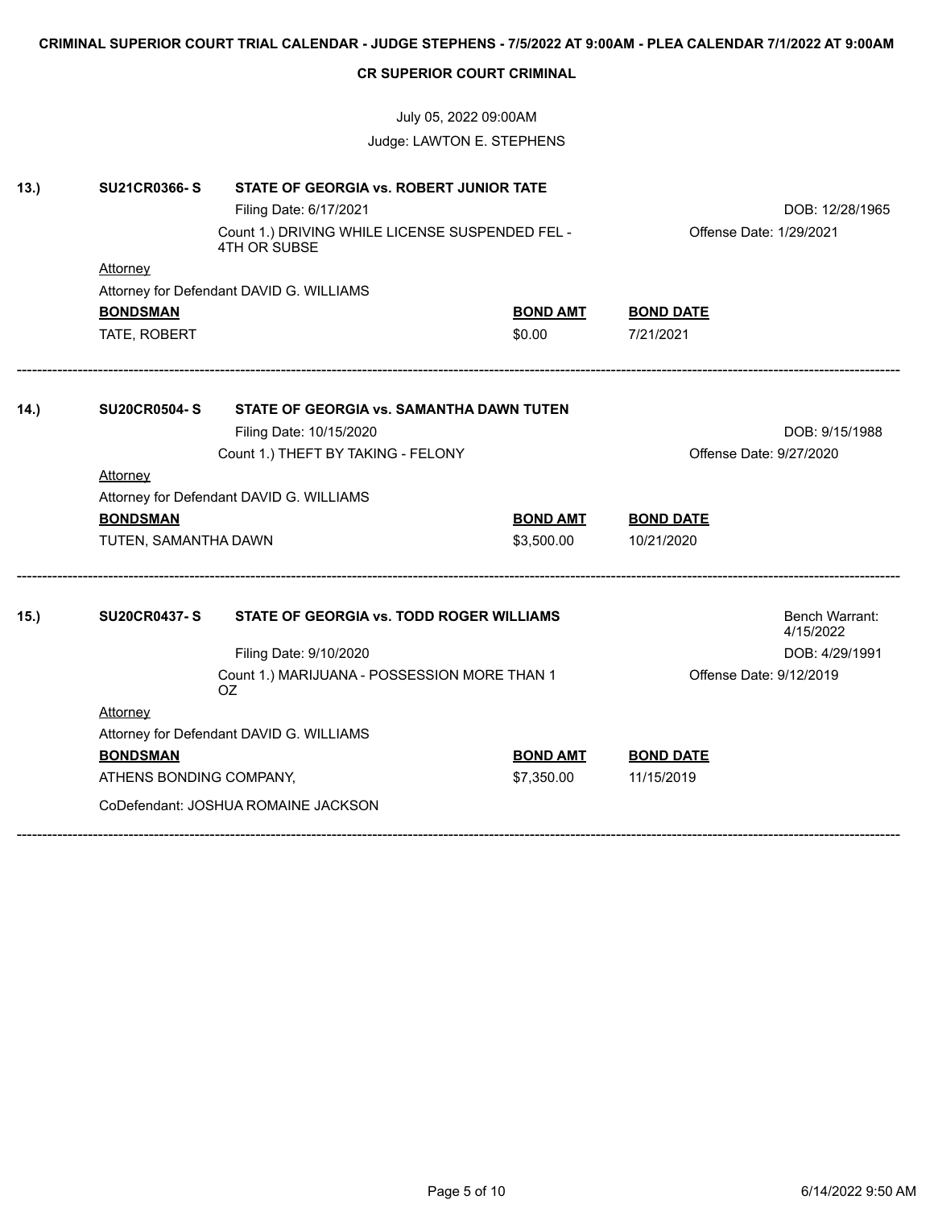**CRIMINAL SUPERIOR COURT TRIAL CALENDAR - JUDGE STEPHENS - 7/5/2022 AT 9:00AM - PLEA CALENDAR 7/1/2022 AT 9:00AM**

**CR SUPERIOR COURT CRIMINAL**

July 05, 2022 09:00AM

Judge: LAWTON E. STEPHENS

---

**13.) SU21CR0366- S** — **STATE OF GEORGIA vs. ROBERT JUNIOR TATE**

Filing Date: 6/17/2021 — DOB: 12/28/1965

Count 1.) DRIVING WHILE LICENSE SUSPENDED FEL - 4TH OR SUBSE — Offense Date: 1/29/2021

Attorney

Attorney for Defendant DAVID G. WILLIAMS

| **BONDSMAN** | **BOND AMT** | **BOND DATE** |
|---|---|---|
| TATE, ROBERT | $0.00 | 7/21/2021 |

---

**14.) SU20CR0504- S** — **STATE OF GEORGIA vs. SAMANTHA DAWN TUTEN**

Filing Date: 10/15/2020 — DOB: 9/15/1988

Count 1.) THEFT BY TAKING - FELONY — Offense Date: 9/27/2020

Attorney

Attorney for Defendant DAVID G. WILLIAMS

| **BONDSMAN** | **BOND AMT** | **BOND DATE** |
|---|---|---|
| TUTEN, SAMANTHA DAWN | $3,500.00 | 10/21/2020 |

---

**15.) SU20CR0437- S** — **STATE OF GEORGIA vs. TODD ROGER WILLIAMS** — Bench Warrant: 4/15/2022

Filing Date: 9/10/2020 — DOB: 4/29/1991

Count 1.) MARIJUANA - POSSESSION MORE THAN 1 OZ — Offense Date: 9/12/2019

Attorney

Attorney for Defendant DAVID G. WILLIAMS

| **BONDSMAN** | **BOND AMT** | **BOND DATE** |
|---|---|---|
| ATHENS BONDING COMPANY, | $7,350.00 | 11/15/2019 |

CoDefendant: JOSHUA ROMAINE JACKSON

---

6/14/2022 9:50 AM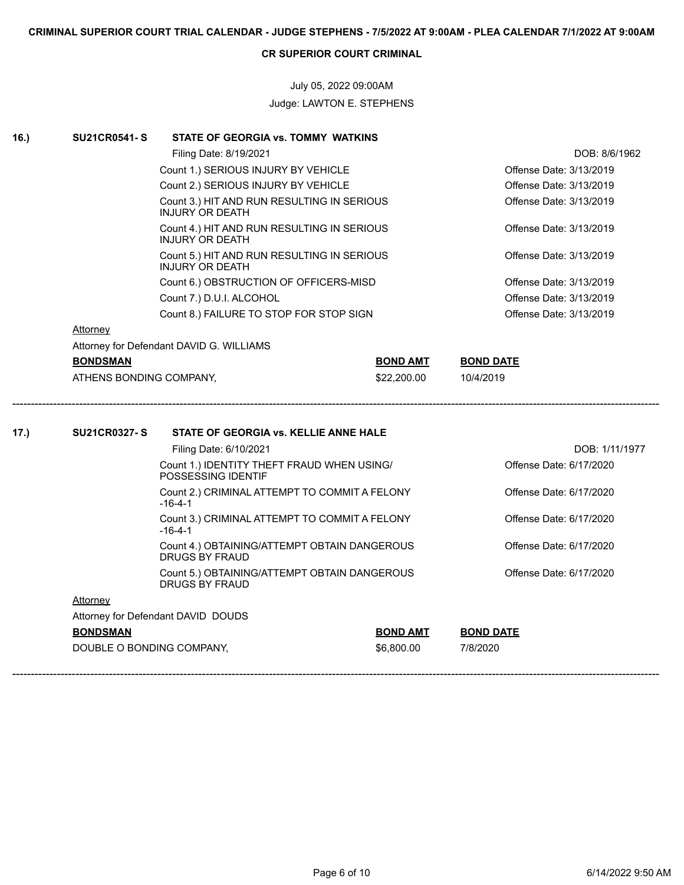**CRIMINAL SUPERIOR COURT TRIAL CALENDAR - JUDGE STEPHENS - 7/5/2022 AT 9:00AM - PLEA CALENDAR 7/1/2022 AT 9:00AM**

**CR SUPERIOR COURT CRIMINAL**

July 05, 2022 09:00AM

Judge: LAWTON E. STEPHENS

---

**16.) SU21CR0541- S — STATE OF GEORGIA vs. TOMMY WATKINS**

Filing Date: 8/19/2021 — DOB: 8/6/1962

| Count | Offense Date |
|---|---|
| Count 1.) SERIOUS INJURY BY VEHICLE | Offense Date: 3/13/2019 |
| Count 2.) SERIOUS INJURY BY VEHICLE | Offense Date: 3/13/2019 |
| Count 3.) HIT AND RUN RESULTING IN SERIOUS INJURY OR DEATH | Offense Date: 3/13/2019 |
| Count 4.) HIT AND RUN RESULTING IN SERIOUS INJURY OR DEATH | Offense Date: 3/13/2019 |
| Count 5.) HIT AND RUN RESULTING IN SERIOUS INJURY OR DEATH | Offense Date: 3/13/2019 |
| Count 6.) OBSTRUCTION OF OFFICERS-MISD | Offense Date: 3/13/2019 |
| Count 7.) D.U.I. ALCOHOL | Offense Date: 3/13/2019 |
| Count 8.) FAILURE TO STOP FOR STOP SIGN | Offense Date: 3/13/2019 |

Attorney

Attorney for Defendant DAVID G. WILLIAMS

| BONDSMAN | BOND AMT | BOND DATE |
|---|---|---|
| ATHENS BONDING COMPANY, | $22,200.00 | 10/4/2019 |

---

**17.) SU21CR0327- S — STATE OF GEORGIA vs. KELLIE ANNE HALE**

Filing Date: 6/10/2021 — DOB: 1/11/1977

| Count | Offense Date |
|---|---|
| Count 1.) IDENTITY THEFT FRAUD WHEN USING/ POSSESSING IDENTIF | Offense Date: 6/17/2020 |
| Count 2.) CRIMINAL ATTEMPT TO COMMIT A FELONY -16-4-1 | Offense Date: 6/17/2020 |
| Count 3.) CRIMINAL ATTEMPT TO COMMIT A FELONY -16-4-1 | Offense Date: 6/17/2020 |
| Count 4.) OBTAINING/ATTEMPT OBTAIN DANGEROUS DRUGS BY FRAUD | Offense Date: 6/17/2020 |
| Count 5.) OBTAINING/ATTEMPT OBTAIN DANGEROUS DRUGS BY FRAUD | Offense Date: 6/17/2020 |

Attorney

Attorney for Defendant DAVID DOUDS

| BONDSMAN | BOND AMT | BOND DATE |
|---|---|---|
| DOUBLE O BONDING COMPANY, | $6,800.00 | 7/8/2020 |

---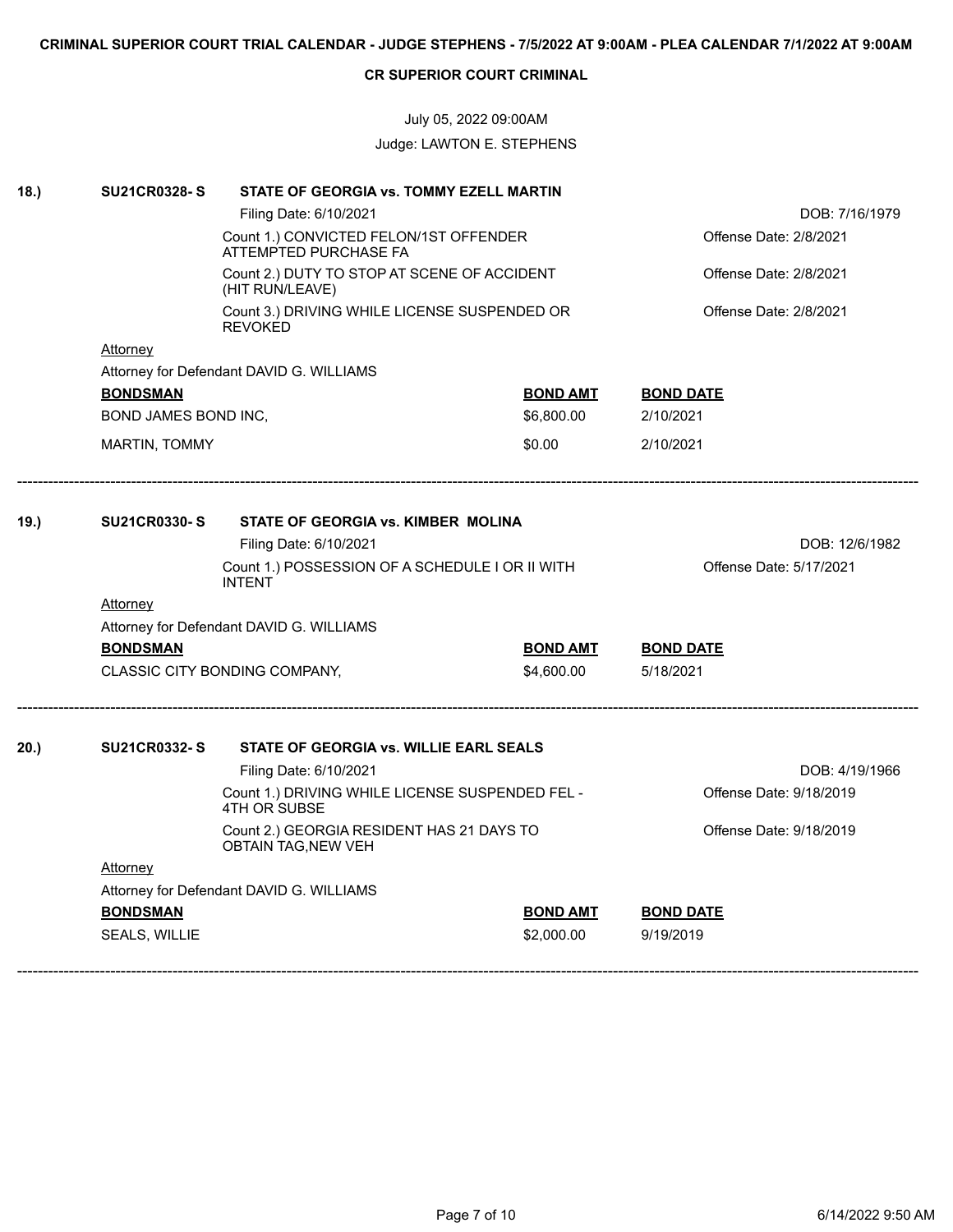**CRIMINAL SUPERIOR COURT TRIAL CALENDAR - JUDGE STEPHENS - 7/5/2022 AT 9:00AM - PLEA CALENDAR 7/1/2022 AT 9:00AM**

**CR SUPERIOR COURT CRIMINAL**

July 05, 2022 09:00AM

Judge: LAWTON E. STEPHENS

---

**18.)** **SU21CR0328- S** **STATE OF GEORGIA vs. TOMMY EZELL MARTIN**

Filing Date: 6/10/2021 DOB: 7/16/1979

Count 1.) CONVICTED FELON/1ST OFFENDER ATTEMPTED PURCHASE FA — Offense Date: 2/8/2021

Count 2.) DUTY TO STOP AT SCENE OF ACCIDENT (HIT RUN/LEAVE) — Offense Date: 2/8/2021

Count 3.) DRIVING WHILE LICENSE SUSPENDED OR REVOKED — Offense Date: 2/8/2021

Attorney

Attorney for Defendant DAVID G. WILLIAMS

| BONDSMAN | BOND AMT | BOND DATE |
|---|---|---|
| BOND JAMES BOND INC, | $6,800.00 | 2/10/2021 |
| MARTIN, TOMMY | $0.00 | 2/10/2021 |

---

**19.)** **SU21CR0330- S** **STATE OF GEORGIA vs. KIMBER MOLINA**

Filing Date: 6/10/2021 DOB: 12/6/1982

Count 1.) POSSESSION OF A SCHEDULE I OR II WITH INTENT — Offense Date: 5/17/2021

Attorney

Attorney for Defendant DAVID G. WILLIAMS

| BONDSMAN | BOND AMT | BOND DATE |
|---|---|---|
| CLASSIC CITY BONDING COMPANY, | $4,600.00 | 5/18/2021 |

---

**20.)** **SU21CR0332- S** **STATE OF GEORGIA vs. WILLIE EARL SEALS**

Filing Date: 6/10/2021 DOB: 4/19/1966

Count 1.) DRIVING WHILE LICENSE SUSPENDED FEL - 4TH OR SUBSE — Offense Date: 9/18/2019

Count 2.) GEORGIA RESIDENT HAS 21 DAYS TO OBTAIN TAG,NEW VEH — Offense Date: 9/18/2019

Attorney

Attorney for Defendant DAVID G. WILLIAMS

| BONDSMAN | BOND AMT | BOND DATE |
|---|---|---|
| SEALS, WILLIE | $2,000.00 | 9/19/2019 |

---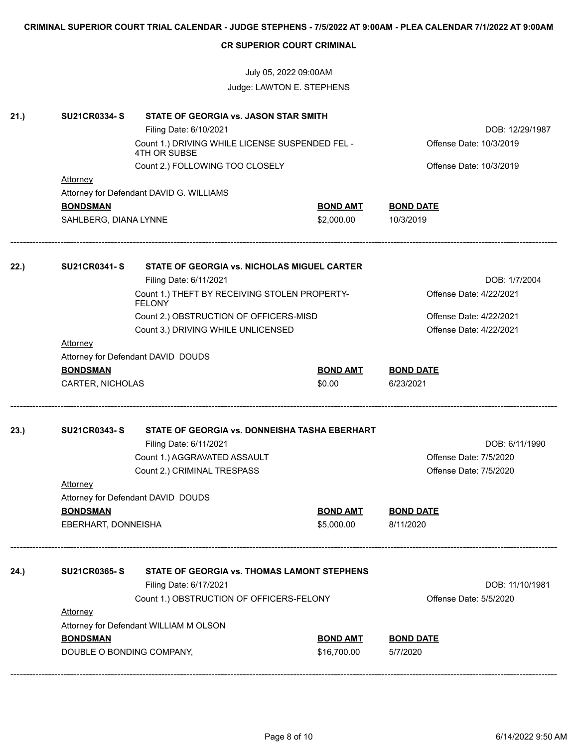**CRIMINAL SUPERIOR COURT TRIAL CALENDAR - JUDGE STEPHENS - 7/5/2022 AT 9:00AM - PLEA CALENDAR 7/1/2022 AT 9:00AM**

**CR SUPERIOR COURT CRIMINAL**

July 05, 2022 09:00AM

Judge: LAWTON E. STEPHENS

---

**21.) SU21CR0334- S — STATE OF GEORGIA vs. JASON STAR SMITH**

Filing Date: 6/10/2021 — DOB: 12/29/1987

Count 1.) DRIVING WHILE LICENSE SUSPENDED FEL - 4TH OR SUBSE — Offense Date: 10/3/2019

Count 2.) FOLLOWING TOO CLOSELY — Offense Date: 10/3/2019

Attorney

Attorney for Defendant DAVID G. WILLIAMS

| BONDSMAN | BOND AMT | BOND DATE |
| --- | --- | --- |
| SAHLBERG, DIANA LYNNE | $2,000.00 | 10/3/2019 |

---

**22.) SU21CR0341- S — STATE OF GEORGIA vs. NICHOLAS MIGUEL CARTER**

Filing Date: 6/11/2021 — DOB: 1/7/2004

Count 1.) THEFT BY RECEIVING STOLEN PROPERTY-FELONY — Offense Date: 4/22/2021

Count 2.) OBSTRUCTION OF OFFICERS-MISD — Offense Date: 4/22/2021

Count 3.) DRIVING WHILE UNLICENSED — Offense Date: 4/22/2021

Attorney

Attorney for Defendant DAVID DOUDS

| BONDSMAN | BOND AMT | BOND DATE |
| --- | --- | --- |
| CARTER, NICHOLAS | $0.00 | 6/23/2021 |

---

**23.) SU21CR0343- S — STATE OF GEORGIA vs. DONNEISHA TASHA EBERHART**

Filing Date: 6/11/2021 — DOB: 6/11/1990

Count 1.) AGGRAVATED ASSAULT — Offense Date: 7/5/2020

Count 2.) CRIMINAL TRESPASS — Offense Date: 7/5/2020

Attorney

Attorney for Defendant DAVID DOUDS

| BONDSMAN | BOND AMT | BOND DATE |
| --- | --- | --- |
| EBERHART, DONNEISHA | $5,000.00 | 8/11/2020 |

---

**24.) SU21CR0365- S — STATE OF GEORGIA vs. THOMAS LAMONT STEPHENS**

Filing Date: 6/17/2021 — DOB: 11/10/1981

Count 1.) OBSTRUCTION OF OFFICERS-FELONY — Offense Date: 5/5/2020

Attorney

Attorney for Defendant WILLIAM M OLSON

| BONDSMAN | BOND AMT | BOND DATE |
| --- | --- | --- |
| DOUBLE O BONDING COMPANY, | $16,700.00 | 5/7/2020 |

---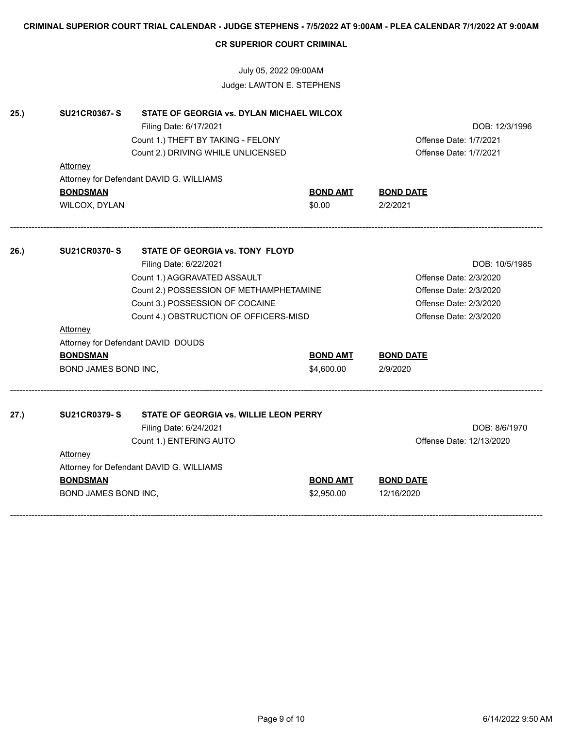**CRIMINAL SUPERIOR COURT TRIAL CALENDAR - JUDGE STEPHENS - 7/5/2022 AT 9:00AM - PLEA CALENDAR 7/1/2022 AT 9:00AM**

**CR SUPERIOR COURT CRIMINAL**

July 05, 2022 09:00AM

Judge: LAWTON E. STEPHENS

---

**25.) SU21CR0367- S — STATE OF GEORGIA vs. DYLAN MICHAEL WILCOX**

Filing Date: 6/17/2021 — DOB: 12/3/1996

Count 1.) THEFT BY TAKING - FELONY — Offense Date: 1/7/2021

Count 2.) DRIVING WHILE UNLICENSED — Offense Date: 1/7/2021

Attorney

Attorney for Defendant DAVID G. WILLIAMS

| BONDSMAN | BOND AMT | BOND DATE |
|---|---|---|
| WILCOX, DYLAN | $0.00 | 2/2/2021 |

---

**26.) SU21CR0370- S — STATE OF GEORGIA vs. TONY FLOYD**

Filing Date: 6/22/2021 — DOB: 10/5/1985

Count 1.) AGGRAVATED ASSAULT — Offense Date: 2/3/2020

Count 2.) POSSESSION OF METHAMPHETAMINE — Offense Date: 2/3/2020

Count 3.) POSSESSION OF COCAINE — Offense Date: 2/3/2020

Count 4.) OBSTRUCTION OF OFFICERS-MISD — Offense Date: 2/3/2020

Attorney

Attorney for Defendant DAVID DOUDS

| BONDSMAN | BOND AMT | BOND DATE |
|---|---|---|
| BOND JAMES BOND INC, | $4,600.00 | 2/9/2020 |

---

**27.) SU21CR0379- S — STATE OF GEORGIA vs. WILLIE LEON PERRY**

Filing Date: 6/24/2021 — DOB: 8/6/1970

Count 1.) ENTERING AUTO — Offense Date: 12/13/2020

Attorney

Attorney for Defendant DAVID G. WILLIAMS

| BONDSMAN | BOND AMT | BOND DATE |
|---|---|---|
| BOND JAMES BOND INC, | $2,950.00 | 12/16/2020 |

---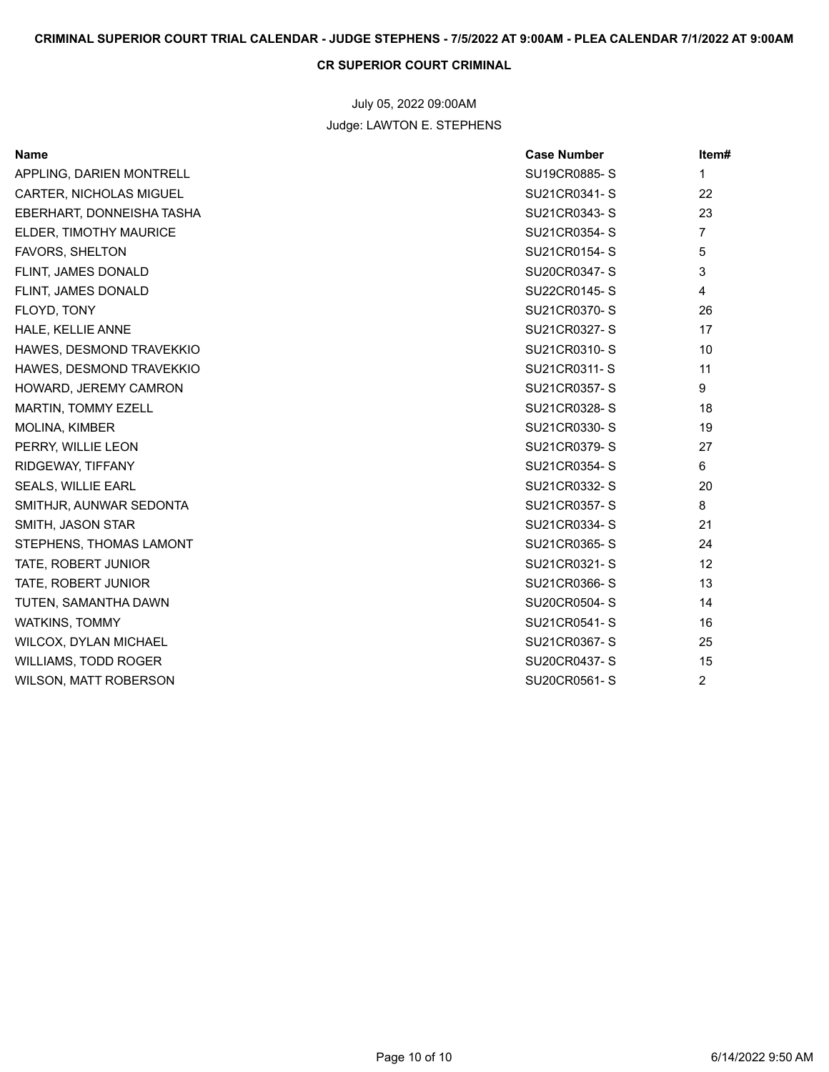**CRIMINAL SUPERIOR COURT TRIAL CALENDAR - JUDGE STEPHENS - 7/5/2022 AT 9:00AM - PLEA CALENDAR 7/1/2022 AT 9:00AM**

**CR SUPERIOR COURT CRIMINAL**

July 05, 2022 09:00AM

Judge: LAWTON E. STEPHENS

| Name | Case Number | Item# |
|---|---|---|
| APPLING, DARIEN MONTRELL | SU19CR0885- S | 1 |
| CARTER, NICHOLAS MIGUEL | SU21CR0341- S | 22 |
| EBERHART, DONNEISHA TASHA | SU21CR0343- S | 23 |
| ELDER, TIMOTHY MAURICE | SU21CR0354- S | 7 |
| FAVORS, SHELTON | SU21CR0154- S | 5 |
| FLINT, JAMES DONALD | SU20CR0347- S | 3 |
| FLINT, JAMES DONALD | SU22CR0145- S | 4 |
| FLOYD, TONY | SU21CR0370- S | 26 |
| HALE, KELLIE ANNE | SU21CR0327- S | 17 |
| HAWES, DESMOND TRAVEKKIO | SU21CR0310- S | 10 |
| HAWES, DESMOND TRAVEKKIO | SU21CR0311- S | 11 |
| HOWARD, JEREMY CAMRON | SU21CR0357- S | 9 |
| MARTIN, TOMMY EZELL | SU21CR0328- S | 18 |
| MOLINA, KIMBER | SU21CR0330- S | 19 |
| PERRY, WILLIE LEON | SU21CR0379- S | 27 |
| RIDGEWAY, TIFFANY | SU21CR0354- S | 6 |
| SEALS, WILLIE EARL | SU21CR0332- S | 20 |
| SMITHJR, AUNWAR SEDONTA | SU21CR0357- S | 8 |
| SMITH, JASON STAR | SU21CR0334- S | 21 |
| STEPHENS, THOMAS LAMONT | SU21CR0365- S | 24 |
| TATE, ROBERT JUNIOR | SU21CR0321- S | 12 |
| TATE, ROBERT JUNIOR | SU21CR0366- S | 13 |
| TUTEN, SAMANTHA DAWN | SU20CR0504- S | 14 |
| WATKINS, TOMMY | SU21CR0541- S | 16 |
| WILCOX, DYLAN MICHAEL | SU21CR0367- S | 25 |
| WILLIAMS, TODD ROGER | SU20CR0437- S | 15 |
| WILSON, MATT ROBERSON | SU20CR0561- S | 2 |

6/14/2022 9:50 AM